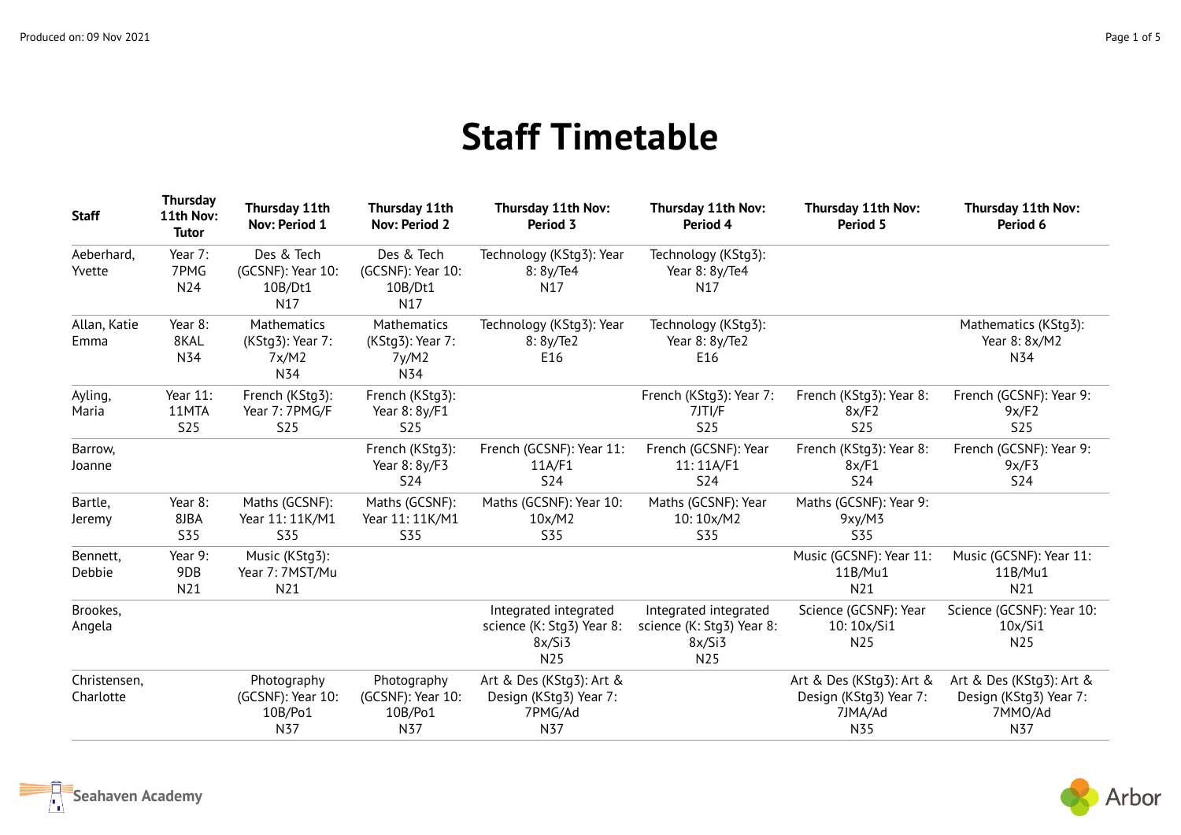# Staff Timetable

| Staff | Thursday 11th Nov: Tutor | Thursday 11th Nov: Period 1 | Thursday 11th Nov: Period 2 | Thursday 11th Nov: Period 3 | Thursday 11th Nov: Period 4 | Thursday 11th Nov: Period 5 | Thursday 11th Nov: Period 6 |
|---|---|---|---|---|---|---|---|
| Aeberhard, Yvette | Year 7: 7PMG N24 | Des & Tech (GCSNF): Year 10: 10B/Dt1 N17 | Des & Tech (GCSNF): Year 10: 10B/Dt1 N17 | Technology (KStg3): Year 8: 8y/Te4 N17 | Technology (KStg3): Year 8: 8y/Te4 N17 | | |
| Allan, Katie Emma | Year 8: 8KAL N34 | Mathematics (KStg3): Year 7: 7x/M2 N34 | Mathematics (KStg3): Year 7: 7y/M2 N34 | Technology (KStg3): Year 8: 8y/Te2 E16 | Technology (KStg3): Year 8: 8y/Te2 E16 | | Mathematics (KStg3): Year 8: 8x/M2 N34 |
| Ayling, Maria | Year 11: 11MTA S25 | French (KStg3): Year 7: 7PMG/F S25 | French (KStg3): Year 8: 8y/F1 S25 | | French (KStg3): Year 7: 7JTI/F S25 | French (KStg3): Year 8: 8x/F2 S25 | French (GCSNF): Year 9: 9x/F2 S25 |
| Barrow, Joanne | | | French (KStg3): Year 8: 8y/F3 S24 | French (GCSNF): Year 11: 11A/F1 S24 | French (GCSNF): Year 11: 11A/F1 S24 | French (KStg3): Year 8: 8x/F1 S24 | French (GCSNF): Year 9: 9x/F3 S24 |
| Bartle, Jeremy | Year 8: 8JBA S35 | Maths (GCSNF): Year 11: 11K/M1 S35 | Maths (GCSNF): Year 11: 11K/M1 S35 | Maths (GCSNF): Year 10: 10x/M2 S35 | Maths (GCSNF): Year 10: 10x/M2 S35 | Maths (GCSNF): Year 9: 9xy/M3 S35 | |
| Bennett, Debbie | Year 9: 9DB N21 | Music (KStg3): Year 7: 7MST/Mu N21 | | | | Music (GCSNF): Year 11: 11B/Mu1 N21 | Music (GCSNF): Year 11: 11B/Mu1 N21 |
| Brookes, Angela | | | | Integrated integrated science (K: Stg3) Year 8: 8x/Si3 N25 | Integrated integrated science (K: Stg3) Year 8: 8x/Si3 N25 | Science (GCSNF): Year 10: 10x/Si1 N25 | Science (GCSNF): Year 10: 10x/Si1 N25 |
| Christensen, Charlotte | | Photography (GCSNF): Year 10: 10B/Po1 N37 | Photography (GCSNF): Year 10: 10B/Po1 N37 | Art & Des (KStg3): Art & Design (KStg3) Year 7: 7PMG/Ad N37 | | Art & Des (KStg3): Art & Design (KStg3) Year 7: 7JMA/Ad N35 | Art & Des (KStg3): Art & Design (KStg3) Year 7: 7MMO/Ad N37 |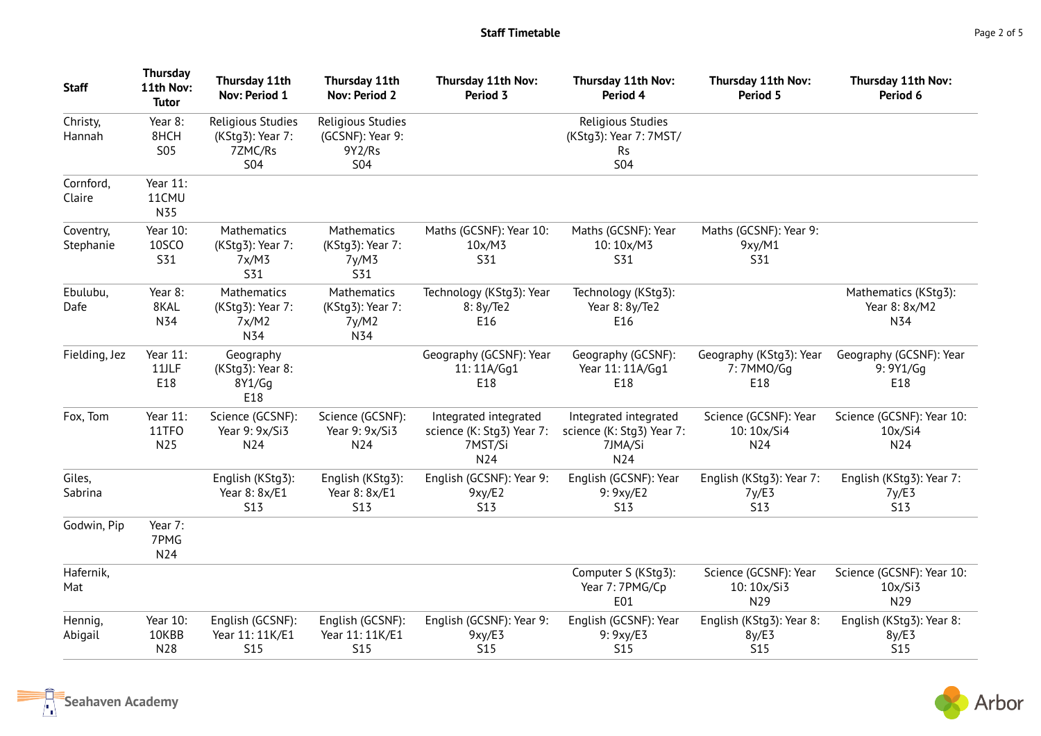## Staff Timetable

| Staff | Thursday 11th Nov: Tutor | Thursday 11th Nov: Period 1 | Thursday 11th Nov: Period 2 | Thursday 11th Nov: Period 3 | Thursday 11th Nov: Period 4 | Thursday 11th Nov: Period 5 | Thursday 11th Nov: Period 6 |
|---|---|---|---|---|---|---|---|
| Christy, Hannah | Year 8: 8HCH S05 | Religious Studies (KStg3): Year 7: 7ZMC/Rs S04 | Religious Studies (GCSNF): Year 9: 9Y2/Rs S04 | | Religious Studies (KStg3): Year 7: 7MST/Rs S04 | | |
| Cornford, Claire | Year 11: 11CMU N35 | | | | | | |
| Coventry, Stephanie | Year 10: 10SCO S31 | Mathematics (KStg3): Year 7: 7x/M3 S31 | Mathematics (KStg3): Year 7: 7y/M3 S31 | Maths (GCSNF): Year 10: 10x/M3 S31 | Maths (GCSNF): Year 10: 10x/M3 S31 | Maths (GCSNF): Year 9: 9xy/M1 S31 | |
| Ebulubu, Dafe | Year 8: 8KAL N34 | Mathematics (KStg3): Year 7: 7x/M2 N34 | Mathematics (KStg3): Year 7: 7y/M2 N34 | Technology (KStg3): Year 8: 8y/Te2 E16 | Technology (KStg3): Year 8: 8y/Te2 E16 | | Mathematics (KStg3): Year 8: 8x/M2 N34 |
| Fielding, Jez | Year 11: 11JLF E18 | Geography (KStg3): Year 8: 8Y1/Gg E18 | | Geography (GCSNF): Year 11: 11A/Gg1 E18 | Geography (GCSNF): Year 11: 11A/Gg1 E18 | Geography (KStg3): Year 7: 7MMO/Gg E18 | Geography (GCSNF): Year 9: 9Y1/Gg E18 |
| Fox, Tom | Year 11: 11TFO N25 | Science (GCSNF): Year 9: 9x/Si3 N24 | Science (GCSNF): Year 9: 9x/Si3 N24 | Integrated integrated science (K: Stg3) Year 7: 7MST/Si N24 | Integrated integrated science (K: Stg3) Year 7: 7JMA/Si N24 | Science (GCSNF): Year 10: 10x/Si4 N24 | Science (GCSNF): Year 10: 10x/Si4 N24 |
| Giles, Sabrina | | English (KStg3): Year 8: 8x/E1 S13 | English (KStg3): Year 8: 8x/E1 S13 | English (GCSNF): Year 9: 9xy/E2 S13 | English (GCSNF): Year 9: 9xy/E2 S13 | English (KStg3): Year 7: 7y/E3 S13 | English (KStg3): Year 7: 7y/E3 S13 |
| Godwin, Pip | Year 7: 7PMG N24 | | | | | | |
| Hafernik, Mat | | | | | Computer S (KStg3): Year 7: 7PMG/Cp E01 | Science (GCSNF): Year 10: 10x/Si3 N29 | Science (GCSNF): Year 10: 10x/Si3 N29 |
| Hennig, Abigail | Year 10: 10KBB N28 | English (GCSNF): Year 11: 11K/E1 S15 | English (GCSNF): Year 11: 11K/E1 S15 | English (GCSNF): Year 9: 9xy/E3 S15 | English (GCSNF): Year 9: 9xy/E3 S15 | English (KStg3): Year 8: 8y/E3 S15 | English (KStg3): Year 8: 8y/E3 S15 |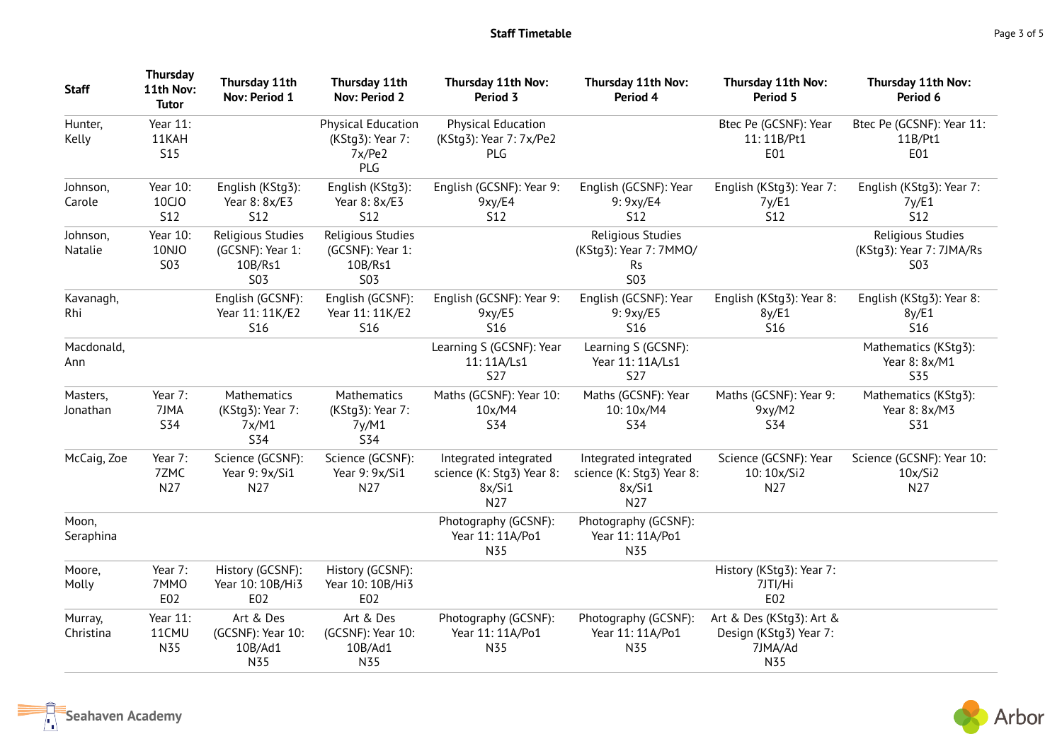# Staff Timetable

| Staff | Thursday 11th Nov: Tutor | Thursday 11th Nov: Period 1 | Thursday 11th Nov: Period 2 | Thursday 11th Nov: Period 3 | Thursday 11th Nov: Period 4 | Thursday 11th Nov: Period 5 | Thursday 11th Nov: Period 6 |
|---|---|---|---|---|---|---|---|
| Hunter, Kelly | Year 11: 11KAH S15 | | Physical Education (KStg3): Year 7: 7x/Pe2 PLG | Physical Education (KStg3): Year 7: 7x/Pe2 PLG | | Btec Pe (GCSNF): Year 11: 11B/Pt1 E01 | Btec Pe (GCSNF): Year 11: 11B/Pt1 E01 |
| Johnson, Carole | Year 10: 10CJO S12 | English (KStg3): Year 8: 8x/E3 S12 | English (KStg3): Year 8: 8x/E3 S12 | English (GCSNF): Year 9: 9xy/E4 S12 | English (GCSNF): Year 9: 9xy/E4 S12 | English (KStg3): Year 7: 7y/E1 S12 | English (KStg3): Year 7: 7y/E1 S12 |
| Johnson, Natalie | Year 10: 10NJO S03 | Religious Studies (GCSNF): Year 1: 10B/Rs1 S03 | Religious Studies (GCSNF): Year 1: 10B/Rs1 S03 | | Religious Studies (KStg3): Year 7: 7MMO/Rs S03 | | Religious Studies (KStg3): Year 7: 7JMA/Rs S03 |
| Kavanagh, Rhi | | English (GCSNF): Year 11: 11K/E2 S16 | English (GCSNF): Year 11: 11K/E2 S16 | English (GCSNF): Year 9: 9xy/E5 S16 | English (GCSNF): Year 9: 9xy/E5 S16 | English (KStg3): Year 8: 8y/E1 S16 | English (KStg3): Year 8: 8y/E1 S16 |
| Macdonald, Ann | | | | Learning S (GCSNF): Year 11: 11A/Ls1 S27 | Learning S (GCSNF): Year 11: 11A/Ls1 S27 | | Mathematics (KStg3): Year 8: 8x/M1 S35 |
| Masters, Jonathan | Year 7: 7JMA S34 | Mathematics (KStg3): Year 7: 7x/M1 S34 | Mathematics (KStg3): Year 7: 7y/M1 S34 | Maths (GCSNF): Year 10: 10x/M4 S34 | Maths (GCSNF): Year 10: 10x/M4 S34 | Maths (GCSNF): Year 9: 9xy/M2 S34 | Mathematics (KStg3): Year 8: 8x/M3 S31 |
| McCaig, Zoe | Year 7: 7ZMC N27 | Science (GCSNF): Year 9: 9x/Si1 N27 | Science (GCSNF): Year 9: 9x/Si1 N27 | Integrated integrated science (K: Stg3) Year 8: 8x/Si1 N27 | Integrated integrated science (K: Stg3) Year 8: 8x/Si1 N27 | Science (GCSNF): Year 10: 10x/Si2 N27 | Science (GCSNF): Year 10: 10x/Si2 N27 |
| Moon, Seraphina | | | | Photography (GCSNF): Year 11: 11A/Po1 N35 | Photography (GCSNF): Year 11: 11A/Po1 N35 | | |
| Moore, Molly | Year 7: 7MMO E02 | History (GCSNF): Year 10: 10B/Hi3 E02 | History (GCSNF): Year 10: 10B/Hi3 E02 | | | History (KStg3): Year 7: 7JTI/Hi E02 | |
| Murray, Christina | Year 11: 11CMU N35 | Art & Des (GCSNF): Year 10: 10B/Ad1 N35 | Art & Des (GCSNF): Year 10: 10B/Ad1 N35 | Photography (GCSNF): Year 11: 11A/Po1 N35 | Photography (GCSNF): Year 11: 11A/Po1 N35 | Art & Des (KStg3): Art & Design (KStg3) Year 7: 7JMA/Ad N35 | |

Seahaven Academy

Arbor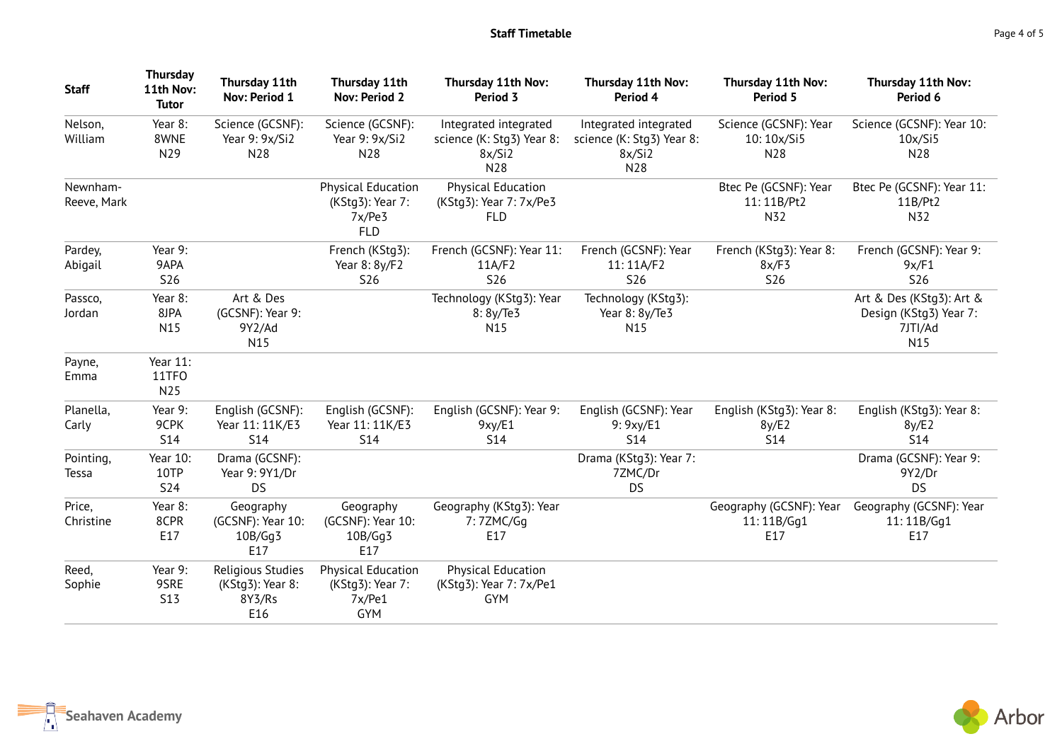# Staff Timetable

| Staff | Thursday 11th Nov: Tutor | Thursday 11th Nov: Period 1 | Thursday 11th Nov: Period 2 | Thursday 11th Nov: Period 3 | Thursday 11th Nov: Period 4 | Thursday 11th Nov: Period 5 | Thursday 11th Nov: Period 6 |
|---|---|---|---|---|---|---|---|
| Nelson, William | Year 8: 8WNE N29 | Science (GCSNF): Year 9: 9x/Si2 N28 | Science (GCSNF): Year 9: 9x/Si2 N28 | Integrated integrated science (K: Stg3) Year 8: 8x/Si2 N28 | Integrated integrated science (K: Stg3) Year 8: 8x/Si2 N28 | Science (GCSNF): Year 10: 10x/Si5 N28 | Science (GCSNF): Year 10: 10x/Si5 N28 |
| Newnham-Reeve, Mark | | | Physical Education (KStg3): Year 7: 7x/Pe3 FLD | Physical Education (KStg3): Year 7: 7x/Pe3 FLD | | Btec Pe (GCSNF): Year 11: 11B/Pt2 N32 | Btec Pe (GCSNF): Year 11: 11B/Pt2 N32 |
| Pardey, Abigail | Year 9: 9APA S26 | | French (KStg3): Year 8: 8y/F2 S26 | French (GCSNF): Year 11: 11A/F2 S26 | French (GCSNF): Year 11: 11A/F2 S26 | French (KStg3): Year 8: 8x/F3 S26 | French (GCSNF): Year 9: 9x/F1 S26 |
| Passco, Jordan | Year 8: 8JPA N15 | Art & Des (GCSNF): Year 9: 9Y2/Ad N15 | | Technology (KStg3): Year 8: 8y/Te3 N15 | Technology (KStg3): Year 8: 8y/Te3 N15 | | Art & Des (KStg3): Art & Design (KStg3) Year 7: 7JTI/Ad N15 |
| Payne, Emma | Year 11: 11TFO N25 | | | | | | |
| Planella, Carly | Year 9: 9CPK S14 | English (GCSNF): Year 11: 11K/E3 S14 | English (GCSNF): Year 11: 11K/E3 S14 | English (GCSNF): Year 9: 9xy/E1 S14 | English (GCSNF): Year 9: 9xy/E1 S14 | English (KStg3): Year 8: 8y/E2 S14 | English (KStg3): Year 8: 8y/E2 S14 |
| Pointing, Tessa | Year 10: 10TP S24 | Drama (GCSNF): Year 9: 9Y1/Dr DS | | | Drama (KStg3): Year 7: 7ZMC/Dr DS | | Drama (GCSNF): Year 9: 9Y2/Dr DS |
| Price, Christine | Year 8: 8CPR E17 | Geography (GCSNF): Year 10: 10B/Gg3 E17 | Geography (GCSNF): Year 10: 10B/Gg3 E17 | Geography (KStg3): Year 7: 7ZMC/Gg E17 | | Geography (GCSNF): Year 11: 11B/Gg1 E17 | Geography (GCSNF): Year 11: 11B/Gg1 E17 |
| Reed, Sophie | Year 9: 9SRE S13 | Religious Studies (KStg3): Year 8: 8Y3/Rs E16 | Physical Education (KStg3): Year 7: 7x/Pe1 GYM | Physical Education (KStg3): Year 7: 7x/Pe1 GYM | | | |

Seahaven Academy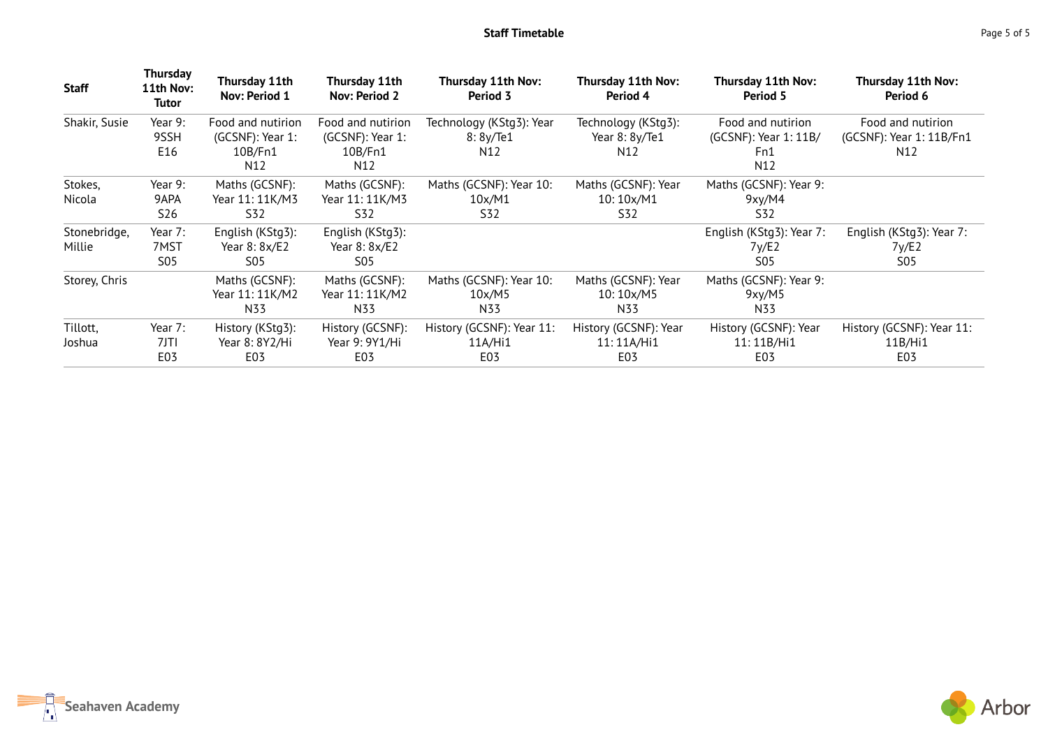| Staff | Thursday 11th Nov: Tutor | Thursday 11th Nov: Period 1 | Thursday 11th Nov: Period 2 | Thursday 11th Nov: Period 3 | Thursday 11th Nov: Period 4 | Thursday 11th Nov: Period 5 | Thursday 11th Nov: Period 6 |
|---|---|---|---|---|---|---|---|
| Shakir, Susie | Year 9: 9SSH E16 | Food and nutirion (GCSNF): Year 1: 10B/Fn1 N12 | Food and nutirion (GCSNF): Year 1: 10B/Fn1 N12 | Technology (KStg3): Year 8: 8y/Te1 N12 | Technology (KStg3): Year 8: 8y/Te1 N12 | Food and nutirion (GCSNF): Year 1: 11B/ Fn1 N12 | Food and nutirion (GCSNF): Year 1: 11B/Fn1 N12 |
| Stokes, Nicola | Year 9: 9APA S26 | Maths (GCSNF): Year 11: 11K/M3 S32 | Maths (GCSNF): Year 11: 11K/M3 S32 | Maths (GCSNF): Year 10: 10x/M1 S32 | Maths (GCSNF): Year 10: 10x/M1 S32 | Maths (GCSNF): Year 9: 9xy/M4 S32 | |
| Stonebridge, Millie | Year 7: 7MST S05 | English (KStg3): Year 8: 8x/E2 S05 | English (KStg3): Year 8: 8x/E2 S05 | | | English (KStg3): Year 7: 7y/E2 S05 | English (KStg3): Year 7: 7y/E2 S05 |
| Storey, Chris | | Maths (GCSNF): Year 11: 11K/M2 N33 | Maths (GCSNF): Year 11: 11K/M2 N33 | Maths (GCSNF): Year 10: 10x/M5 N33 | Maths (GCSNF): Year 10: 10x/M5 N33 | Maths (GCSNF): Year 9: 9xy/M5 N33 | |
| Tillott, Joshua | Year 7: 7JTI E03 | History (KStg3): Year 8: 8Y2/Hi E03 | History (GCSNF): Year 9: 9Y1/Hi E03 | History (GCSNF): Year 11: 11A/Hi1 E03 | History (GCSNF): Year 11: 11A/Hi1 E03 | History (GCSNF): Year 11: 11B/Hi1 E03 | History (GCSNF): Year 11: 11B/Hi1 E03 |